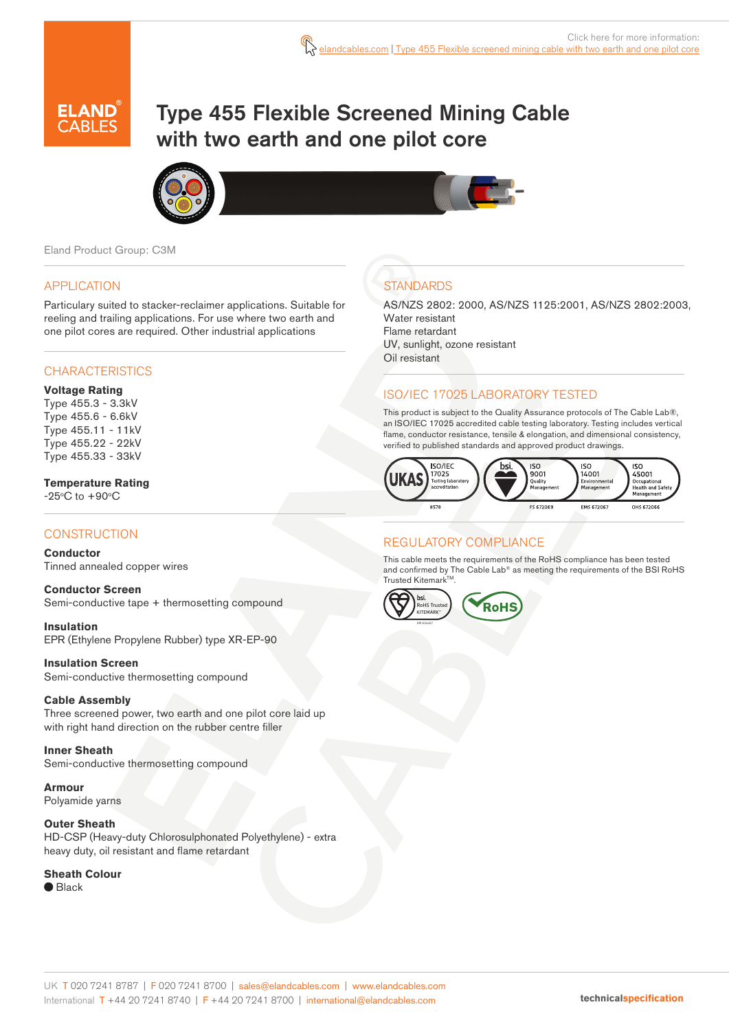Click here for more information: elandcables.com | Type 455 Flexible screened mining cable with two earth and one pilot core

ELAND CABLES

# Type 455 Flexible Screened Mining Cable with two earth and one pilot core

Eland Product Group: C3M

## APPLICATION

Particularly suited to stacker-reclaimer applications. Suitable for reeling and trailing applications. For use where two earth and one pilot cores are required. Other industrial applications

## CHARACTERISTICS

**Voltage Rating**
Type 455.3 - 3.3kV
Type 455.6 - 6.6kV
Type 455.11 - 11kV
Type 455.22 - 22kV
Type 455.33 - 33kV

**Temperature Rating**
-25°C to +90°C

## CONSTRUCTION

**Conductor**
Tinned annealed copper wires

**Conductor Screen**
Semi-conductive tape + thermosetting compound

**Insulation**
EPR (Ethylene Propylene Rubber) type XR-EP-90

**Insulation Screen**
Semi-conductive thermosetting compound

**Cable Assembly**
Three screened power, two earth and one pilot core laid up with right hand direction on the rubber centre filler

**Inner Sheath**
Semi-conductive thermosetting compound

**Armour**
Polyamide yarns

**Outer Sheath**
HD-CSP (Heavy-duty Chlorosulphonated Polyethylene) - extra heavy duty, oil resistant and flame retardant

**Sheath Colour**
● Black

## STANDARDS

AS/NZS 2802: 2000, AS/NZS 1125:2001, AS/NZS 2802:2003,
Water resistant
Flame retardant
UV, sunlight, ozone resistant
Oil resistant

## ISO/IEC 17025 LABORATORY TESTED

This product is subject to the Quality Assurance protocols of The Cable Lab®, an ISO/IEC 17025 accredited cable testing laboratory. Testing includes vertical flame, conductor resistance, tensile & elongation, and dimensional consistency, verified to published standards and approved product drawings.

UKAS ISO/IEC 17025 Testing laboratory accreditation 8578 | bsi. ISO 9001 Quality Management FS 672069 | ISO 14001 Environmental Management EMS 672067 | ISO 45001 Occupational Health and Safety Management OHS 672066

## REGULATORY COMPLIANCE

This cable meets the requirements of the RoHS compliance has been tested and confirmed by The Cable Lab® as meeting the requirements of the BSI RoHS Trusted Kitemark™.

bsi. RoHS Trusted KITEMARK™ | RoHS

UK T 020 7241 8787 | F 020 7241 8700 | sales@elandcables.com | www.elandcables.com
International T +44 20 7241 8740 | F +44 20 7241 8700 | international@elandcables.com

technicalspecification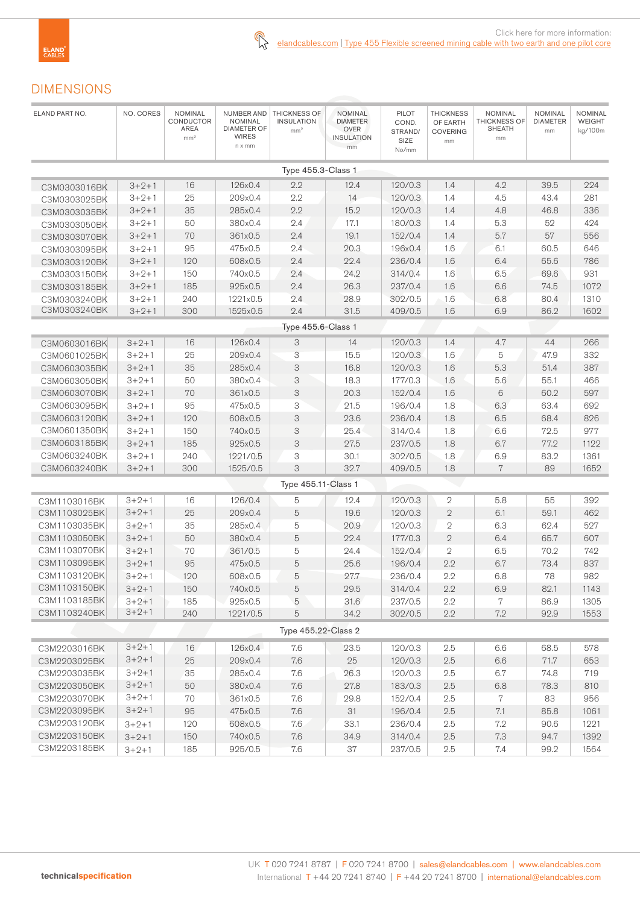Click here for more information:
elandcables.com | Type 455 Flexible screened mining cable with two earth and one pilot core

## DIMENSIONS

| ELAND PART NO. | NO. CORES | NOMINAL CONDUCTOR AREA mm² | NUMBER AND NOMINAL DIAMETER OF WIRES n x mm | THICKNESS OF INSULATION mm² | NOMINAL DIAMETER OVER INSULATION mm | PILOT COND. STRAND/ SIZE No/mm | THICKNESS OF EARTH COVERING mm | NOMINAL THICKNESS OF SHEATH mm | NOMINAL DIAMETER mm | NOMINAL WEIGHT kg/100m |
|---|---|---|---|---|---|---|---|---|---|---|
| Type 455.3-Class 1 | | | | | | | | | | |
| C3M0303016BK | 3+2+1 | 16 | 126x0.4 | 2.2 | 12.4 | 120/0.3 | 1.4 | 4.2 | 39.5 | 224 |
| C3M0303025BK | 3+2+1 | 25 | 209x0.4 | 2.2 | 14 | 120/0.3 | 1.4 | 4.5 | 43.4 | 281 |
| C3M0303035BK | 3+2+1 | 35 | 285x0.4 | 2.2 | 15.2 | 120/0.3 | 1.4 | 4.8 | 46.8 | 336 |
| C3M0303050BK | 3+2+1 | 50 | 380x0.4 | 2.4 | 17.1 | 180/0.3 | 1.4 | 5.3 | 52 | 424 |
| C3M0303070BK | 3+2+1 | 70 | 361x0.5 | 2.4 | 19.1 | 152/0.4 | 1.4 | 5.7 | 57 | 556 |
| C3M0303095BK | 3+2+1 | 95 | 475x0.5 | 2.4 | 20.3 | 196x0.4 | 1.6 | 6.1 | 60.5 | 646 |
| C3M0303120BK | 3+2+1 | 120 | 608x0.5 | 2.4 | 22.4 | 236/0.4 | 1.6 | 6.4 | 65.6 | 786 |
| C3M0303150BK | 3+2+1 | 150 | 740x0.5 | 2.4 | 24.2 | 314/0.4 | 1.6 | 6.5 | 69.6 | 931 |
| C3M0303185BK | 3+2+1 | 185 | 925x0.5 | 2.4 | 26.3 | 237/0.4 | 1.6 | 6.6 | 74.5 | 1072 |
| C3M0303240BK | 3+2+1 | 240 | 1221x0.5 | 2.4 | 28.9 | 302/0.5 | 1.6 | 6.8 | 80.4 | 1310 |
| C3M0303240BK | 3+2+1 | 300 | 1525x0.5 | 2.4 | 31.5 | 409/0.5 | 1.6 | 6.9 | 86.2 | 1602 |
| Type 455.6-Class 1 | | | | | | | | | | |
| C3M0603016BK | 3+2+1 | 16 | 126x0.4 | 3 | 14 | 120/0.3 | 1.4 | 4.7 | 44 | 266 |
| C3M0601025BK | 3+2+1 | 25 | 209x0.4 | 3 | 15.5 | 120/0.3 | 1.6 | 5 | 47.9 | 332 |
| C3M0603035BK | 3+2+1 | 35 | 285x0.4 | 3 | 16.8 | 120/0.3 | 1.6 | 5.3 | 51.4 | 387 |
| C3M0603050BK | 3+2+1 | 50 | 380x0.4 | 3 | 18.3 | 177/0.3 | 1.6 | 5.6 | 55.1 | 466 |
| C3M0603070BK | 3+2+1 | 70 | 361x0.5 | 3 | 20.3 | 152/0.4 | 1.6 | 6 | 60.2 | 597 |
| C3M0603095BK | 3+2+1 | 95 | 475x0.5 | 3 | 21.5 | 196/0.4 | 1.8 | 6.3 | 63.4 | 692 |
| C3M0603120BK | 3+2+1 | 120 | 608x0.5 | 3 | 23.6 | 236/0.4 | 1.8 | 6.5 | 68.4 | 826 |
| C3M0601350BK | 3+2+1 | 150 | 740x0.5 | 3 | 25.4 | 314/0.4 | 1.8 | 6.6 | 72.5 | 977 |
| C3M0603185BK | 3+2+1 | 185 | 925x0.5 | 3 | 27.5 | 237/0.5 | 1.8 | 6.7 | 77.2 | 1122 |
| C3M0603240BK | 3+2+1 | 240 | 1221/0.5 | 3 | 30.1 | 302/0.5 | 1.8 | 6.9 | 83.2 | 1361 |
| C3M0603240BK | 3+2+1 | 300 | 1525/0.5 | 3 | 32.7 | 409/0.5 | 1.8 | 7 | 89 | 1652 |
| Type 455.11-Class 1 | | | | | | | | | | |
| C3M1103016BK | 3+2+1 | 16 | 126/0.4 | 5 | 12.4 | 120/0.3 | 2 | 5.8 | 55 | 392 |
| C3M1103025BK | 3+2+1 | 25 | 209x0.4 | 5 | 19.6 | 120/0.3 | 2 | 6.1 | 59.1 | 462 |
| C3M1103035BK | 3+2+1 | 35 | 285x0.4 | 5 | 20.9 | 120/0.3 | 2 | 6.3 | 62.4 | 527 |
| C3M1103050BK | 3+2+1 | 50 | 380x0.4 | 5 | 22.4 | 177/0.3 | 2 | 6.4 | 65.7 | 607 |
| C3M1103070BK | 3+2+1 | 70 | 361/0.5 | 5 | 24.4 | 152/0.4 | 2 | 6.5 | 70.2 | 742 |
| C3M1103095BK | 3+2+1 | 95 | 475x0.5 | 5 | 25.6 | 196/0.4 | 2.2 | 6.7 | 73.4 | 837 |
| C3M1103120BK | 3+2+1 | 120 | 608x0.5 | 5 | 27.7 | 236/0.4 | 2.2 | 6.8 | 78 | 982 |
| C3M1103150BK | 3+2+1 | 150 | 740x0.5 | 5 | 29.5 | 314/0.4 | 2.2 | 6.9 | 82.1 | 1143 |
| C3M1103185BK | 3+2+1 | 185 | 925x0.5 | 5 | 31.6 | 237/0.5 | 2.2 | 7 | 86.9 | 1305 |
| C3M1103240BK | 3+2+1 | 240 | 1221/0.5 | 5 | 34.2 | 302/0.5 | 2.2 | 7.2 | 92.9 | 1553 |
| Type 455.22-Class 2 | | | | | | | | | | |
| C3M2203016BK | 3+2+1 | 16 | 126x0.4 | 7.6 | 23.5 | 120/0.3 | 2.5 | 6.6 | 68.5 | 578 |
| C3M2203025BK | 3+2+1 | 25 | 209x0.4 | 7.6 | 25 | 120/0.3 | 2.5 | 6.6 | 71.7 | 653 |
| C3M2203035BK | 3+2+1 | 35 | 285x0.4 | 7.6 | 26.3 | 120/0.3 | 2.5 | 6.7 | 74.8 | 719 |
| C3M2203050BK | 3+2+1 | 50 | 380x0.4 | 7.6 | 27.8 | 183/0.3 | 2.5 | 6.8 | 78.3 | 810 |
| C3M2203070BK | 3+2+1 | 70 | 361x0.5 | 7.6 | 29.8 | 152/0.4 | 2.5 | 7 | 83 | 956 |
| C3M2203095BK | 3+2+1 | 95 | 475x0.5 | 7.6 | 31 | 196/0.4 | 2.5 | 7.1 | 85.8 | 1061 |
| C3M2203120BK | 3+2+1 | 120 | 608x0.5 | 7.6 | 33.1 | 236/0.4 | 2.5 | 7.2 | 90.6 | 1221 |
| C3M2203150BK | 3+2+1 | 150 | 740x0.5 | 7.6 | 34.9 | 314/0.4 | 2.5 | 7.3 | 94.7 | 1392 |
| C3M2203185BK | 3+2+1 | 185 | 925/0.5 | 7.6 | 37 | 237/0.5 | 2.5 | 7.4 | 99.2 | 1564 |

UK T 020 7241 8787 | F 020 7241 8700 | sales@elandcables.com | www.elandcables.com
International T +44 20 7241 8740 | F +44 20 7241 8700 | international@elandcables.com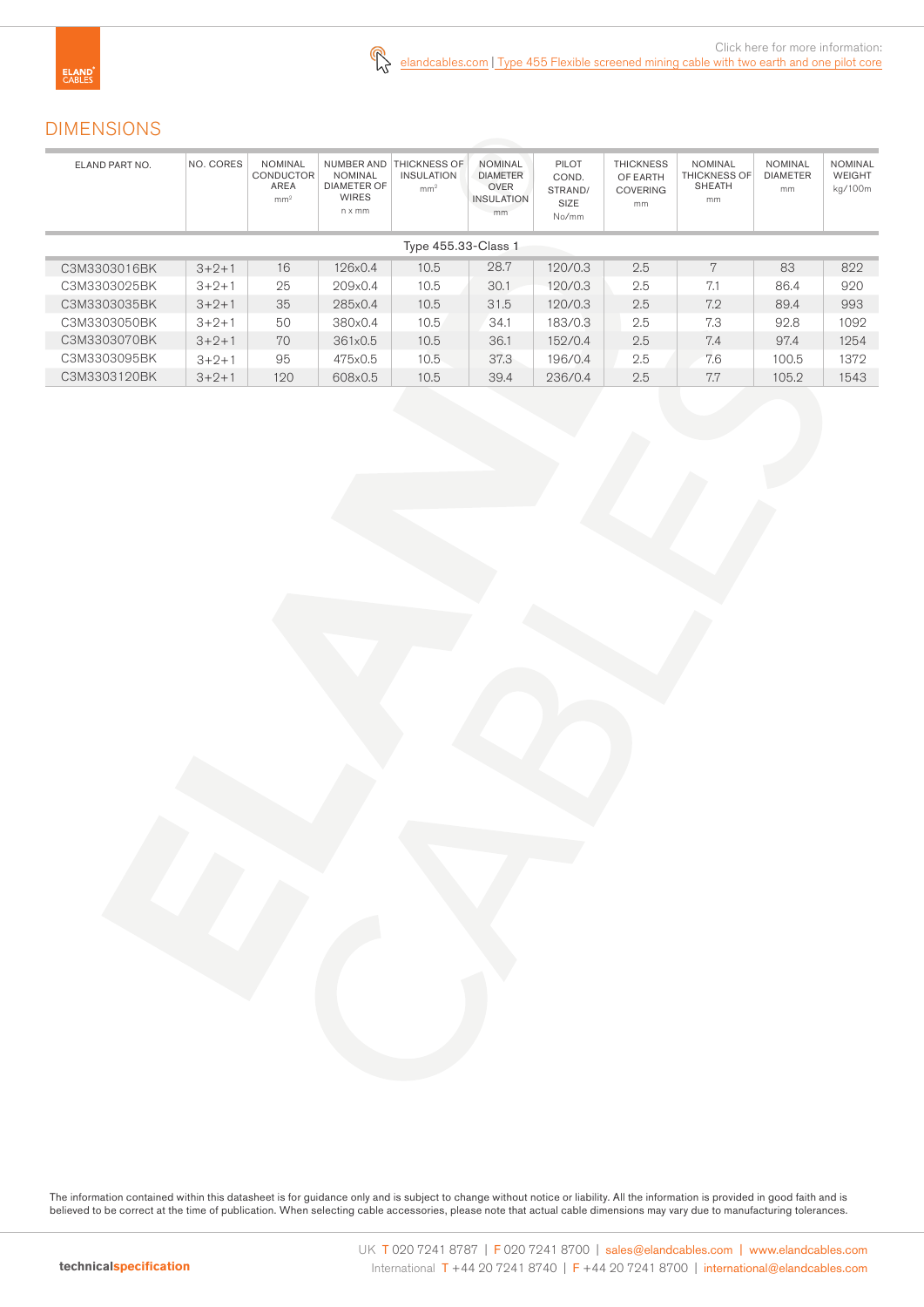Click here for more information:
elandcables.com | Type 455 Flexible screened mining cable with two earth and one pilot core

## DIMENSIONS

| ELAND PART NO. | NO. CORES | NOMINAL CONDUCTOR AREA mm² | NUMBER AND NOMINAL DIAMETER OF WIRES n x mm | THICKNESS OF INSULATION mm² | NOMINAL DIAMETER OVER INSULATION mm | PILOT COND. STRAND/ SIZE No/mm | THICKNESS OF EARTH COVERING mm | NOMINAL THICKNESS OF SHEATH mm | NOMINAL DIAMETER mm | NOMINAL WEIGHT kg/100m |
|---|---|---|---|---|---|---|---|---|---|---|
| Type 455.33-Class 1 | | | | | | | | | | |
| C3M3303016BK | 3+2+1 | 16 | 126x0.4 | 10.5 | 28.7 | 120/0.3 | 2.5 | 7 | 83 | 822 |
| C3M3303025BK | 3+2+1 | 25 | 209x0.4 | 10.5 | 30.1 | 120/0.3 | 2.5 | 7.1 | 86.4 | 920 |
| C3M3303035BK | 3+2+1 | 35 | 285x0.4 | 10.5 | 31.5 | 120/0.3 | 2.5 | 7.2 | 89.4 | 993 |
| C3M3303050BK | 3+2+1 | 50 | 380x0.4 | 10.5 | 34.1 | 183/0.3 | 2.5 | 7.3 | 92.8 | 1092 |
| C3M3303070BK | 3+2+1 | 70 | 361x0.5 | 10.5 | 36.1 | 152/0.4 | 2.5 | 7.4 | 97.4 | 1254 |
| C3M3303095BK | 3+2+1 | 95 | 475x0.5 | 10.5 | 37.3 | 196/0.4 | 2.5 | 7.6 | 100.5 | 1372 |
| C3M3303120BK | 3+2+1 | 120 | 608x0.5 | 10.5 | 39.4 | 236/0.4 | 2.5 | 7.7 | 105.2 | 1543 |

The information contained within this datasheet is for guidance only and is subject to change without notice or liability. All the information is provided in good faith and is believed to be correct at the time of publication. When selecting cable accessories, please note that actual cable dimensions may vary due to manufacturing tolerances.

**technicalspecification**

UK T 020 7241 8787 | F 020 7241 8700 | sales@elandcables.com | www.elandcables.com
International T +44 20 7241 8740 | F +44 20 7241 8700 | international@elandcables.com